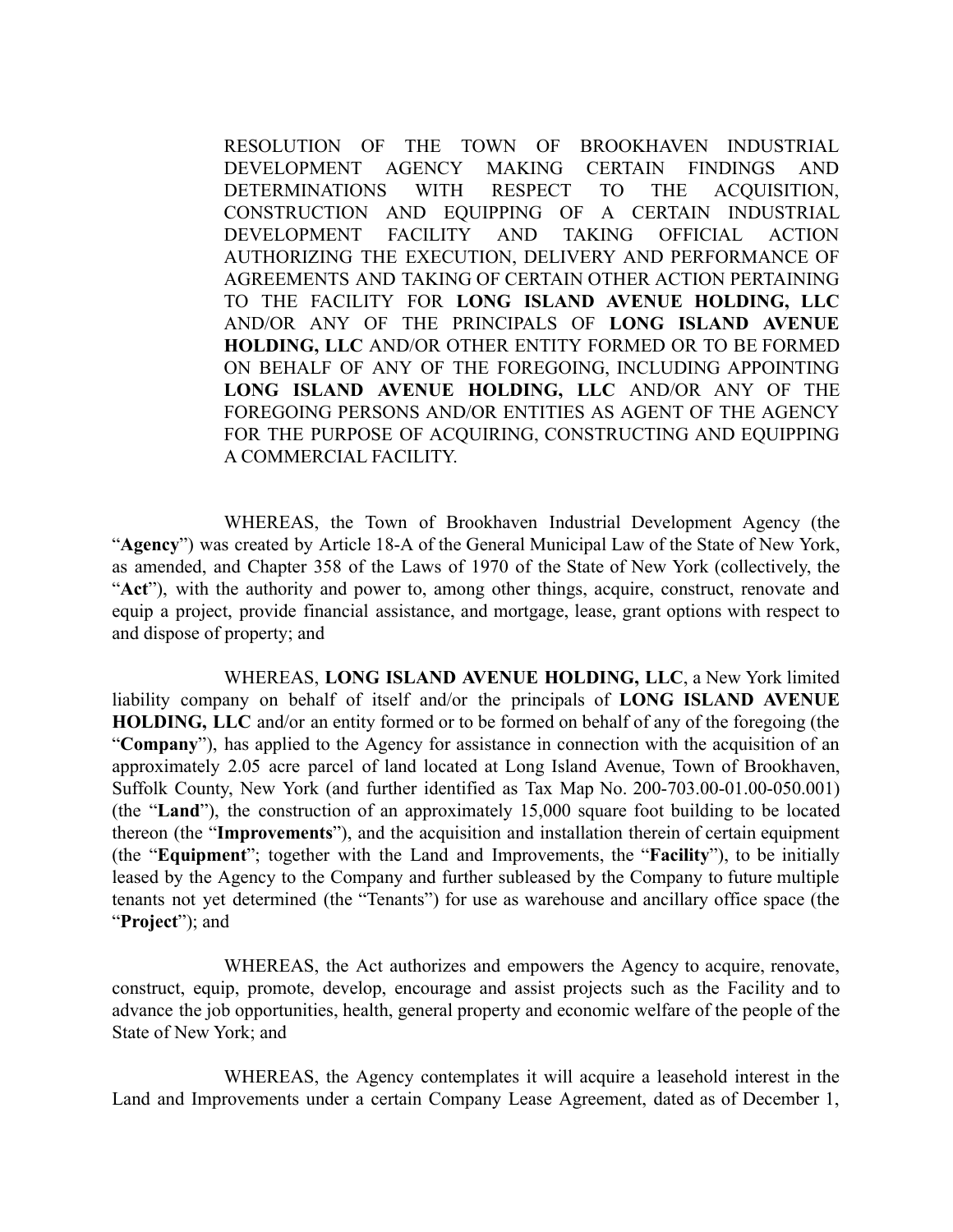RESOLUTION OF THE TOWN OF BROOKHAVEN INDUSTRIAL DEVELOPMENT AGENCY MAKING CERTAIN FINDINGS AND DETERMINATIONS WITH RESPECT TO THE ACQUISITION, CONSTRUCTION AND EQUIPPING OF A CERTAIN INDUSTRIAL DEVELOPMENT FACILITY AND TAKING OFFICIAL ACTION AUTHORIZING THE EXECUTION, DELIVERY AND PERFORMANCE OF AGREEMENTS AND TAKING OF CERTAIN OTHER ACTION PERTAINING TO THE FACILITY FOR **LONG ISLAND AVENUE HOLDING, LLC** AND/OR ANY OF THE PRINCIPALS OF **LONG ISLAND AVENUE HOLDING, LLC** AND/OR OTHER ENTITY FORMED OR TO BE FORMED ON BEHALF OF ANY OF THE FOREGOING, INCLUDING APPOINTING **LONG ISLAND AVENUE HOLDING, LLC** AND/OR ANY OF THE FOREGOING PERSONS AND/OR ENTITIES AS AGENT OF THE AGENCY FOR THE PURPOSE OF ACQUIRING, CONSTRUCTING AND EQUIPPING A COMMERCIAL FACILITY.

WHEREAS, the Town of Brookhaven Industrial Development Agency (the "**Agency**") was created by Article 18-A of the General Municipal Law of the State of New York, as amended, and Chapter 358 of the Laws of 1970 of the State of New York (collectively, the "**Act**"), with the authority and power to, among other things, acquire, construct, renovate and equip a project, provide financial assistance, and mortgage, lease, grant options with respect to and dispose of property; and

WHEREAS, **LONG ISLAND AVENUE HOLDING, LLC**, a New York limited liability company on behalf of itself and/or the principals of **LONG ISLAND AVENUE HOLDING, LLC** and/or an entity formed or to be formed on behalf of any of the foregoing (the "**Company**"), has applied to the Agency for assistance in connection with the acquisition of an approximately 2.05 acre parcel of land located at Long Island Avenue, Town of Brookhaven, Suffolk County, New York (and further identified as Tax Map No. 200-703.00-01.00-050.001) (the "**Land**"), the construction of an approximately 15,000 square foot building to be located thereon (the "**Improvements**"), and the acquisition and installation therein of certain equipment (the "**Equipment**"; together with the Land and Improvements, the "**Facility**"), to be initially leased by the Agency to the Company and further subleased by the Company to future multiple tenants not yet determined (the "Tenants") for use as warehouse and ancillary office space (the "**Project**"); and

WHEREAS, the Act authorizes and empowers the Agency to acquire, renovate, construct, equip, promote, develop, encourage and assist projects such as the Facility and to advance the job opportunities, health, general property and economic welfare of the people of the State of New York; and

WHEREAS, the Agency contemplates it will acquire a leasehold interest in the Land and Improvements under a certain Company Lease Agreement, dated as of December 1,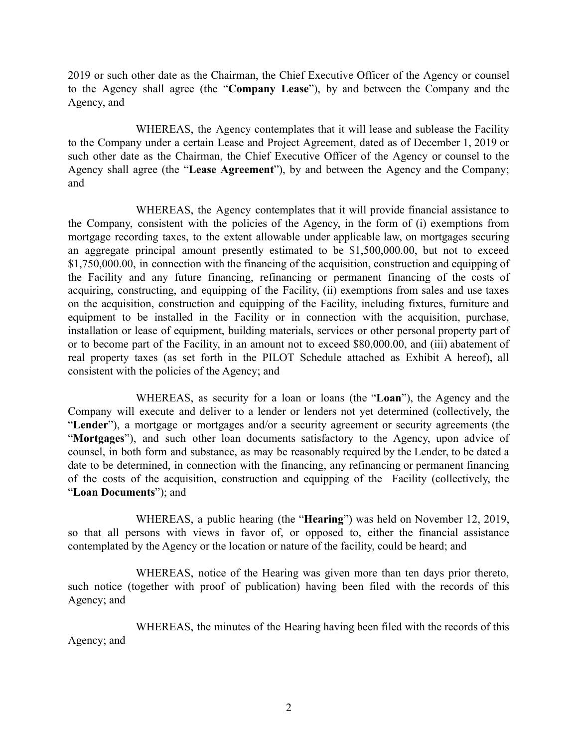2019 or such other date as the Chairman, the Chief Executive Officer of the Agency or counsel to the Agency shall agree (the "**Company Lease**"), by and between the Company and the Agency, and

WHEREAS, the Agency contemplates that it will lease and sublease the Facility to the Company under a certain Lease and Project Agreement, dated as of December 1, 2019 or such other date as the Chairman, the Chief Executive Officer of the Agency or counsel to the Agency shall agree (the "**Lease Agreement**"), by and between the Agency and the Company; and

WHEREAS, the Agency contemplates that it will provide financial assistance to the Company, consistent with the policies of the Agency, in the form of (i) exemptions from mortgage recording taxes, to the extent allowable under applicable law, on mortgages securing an aggregate principal amount presently estimated to be $1,500,000.00, but not to exceed $1,750,000.00, in connection with the financing of the acquisition, construction and equipping of the Facility and any future financing, refinancing or permanent financing of the costs of acquiring, constructing, and equipping of the Facility, (ii) exemptions from sales and use taxes on the acquisition, construction and equipping of the Facility, including fixtures, furniture and equipment to be installed in the Facility or in connection with the acquisition, purchase, installation or lease of equipment, building materials, services or other personal property part of or to become part of the Facility, in an amount not to exceed $80,000.00, and (iii) abatement of real property taxes (as set forth in the PILOT Schedule attached as Exhibit A hereof), all consistent with the policies of the Agency; and

WHEREAS, as security for a loan or loans (the "**Loan**"), the Agency and the Company will execute and deliver to a lender or lenders not yet determined (collectively, the "**Lender**"), a mortgage or mortgages and/or a security agreement or security agreements (the "**Mortgages**"), and such other loan documents satisfactory to the Agency, upon advice of counsel, in both form and substance, as may be reasonably required by the Lender, to be dated a date to be determined, in connection with the financing, any refinancing or permanent financing of the costs of the acquisition, construction and equipping of the Facility (collectively, the "**Loan Documents**"); and

WHEREAS, a public hearing (the "**Hearing**") was held on November 12, 2019, so that all persons with views in favor of, or opposed to, either the financial assistance contemplated by the Agency or the location or nature of the facility, could be heard; and

WHEREAS, notice of the Hearing was given more than ten days prior thereto, such notice (together with proof of publication) having been filed with the records of this Agency; and

WHEREAS, the minutes of the Hearing having been filed with the records of this Agency; and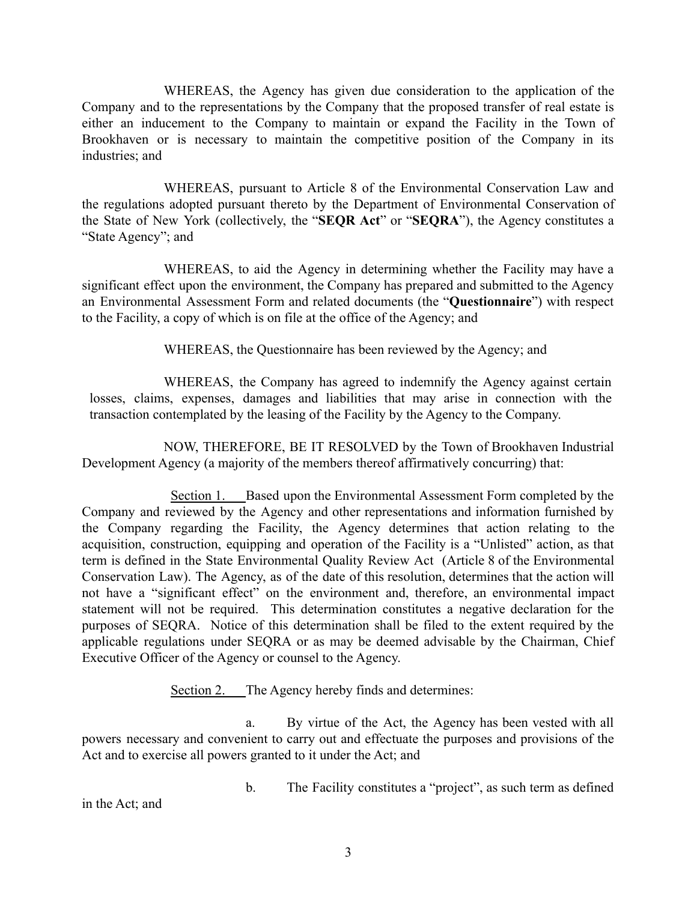WHEREAS, the Agency has given due consideration to the application of the Company and to the representations by the Company that the proposed transfer of real estate is either an inducement to the Company to maintain or expand the Facility in the Town of Brookhaven or is necessary to maintain the competitive position of the Company in its industries; and

WHEREAS, pursuant to Article 8 of the Environmental Conservation Law and the regulations adopted pursuant thereto by the Department of Environmental Conservation of the State of New York (collectively, the "**SEQR Act**" or "**SEQRA**"), the Agency constitutes a "State Agency"; and

WHEREAS, to aid the Agency in determining whether the Facility may have a significant effect upon the environment, the Company has prepared and submitted to the Agency an Environmental Assessment Form and related documents (the "**Questionnaire**") with respect to the Facility, a copy of which is on file at the office of the Agency; and

WHEREAS, the Questionnaire has been reviewed by the Agency; and

WHEREAS, the Company has agreed to indemnify the Agency against certain losses, claims, expenses, damages and liabilities that may arise in connection with the transaction contemplated by the leasing of the Facility by the Agency to the Company.

NOW, THEREFORE, BE IT RESOLVED by the Town of Brookhaven Industrial Development Agency (a majority of the members thereof affirmatively concurring) that:

Section 1. Based upon the Environmental Assessment Form completed by the Company and reviewed by the Agency and other representations and information furnished by the Company regarding the Facility, the Agency determines that action relating to the acquisition, construction, equipping and operation of the Facility is a "Unlisted" action, as that term is defined in the State Environmental Quality Review Act (Article 8 of the Environmental Conservation Law). The Agency, as of the date of this resolution, determines that the action will not have a "significant effect" on the environment and, therefore, an environmental impact statement will not be required. This determination constitutes a negative declaration for the purposes of SEQRA. Notice of this determination shall be filed to the extent required by the applicable regulations under SEQRA or as may be deemed advisable by the Chairman, Chief Executive Officer of the Agency or counsel to the Agency.

Section 2. The Agency hereby finds and determines:

a. By virtue of the Act, the Agency has been vested with all powers necessary and convenient to carry out and effectuate the purposes and provisions of the Act and to exercise all powers granted to it under the Act; and

b. The Facility constitutes a "project", as such term as defined in the Act; and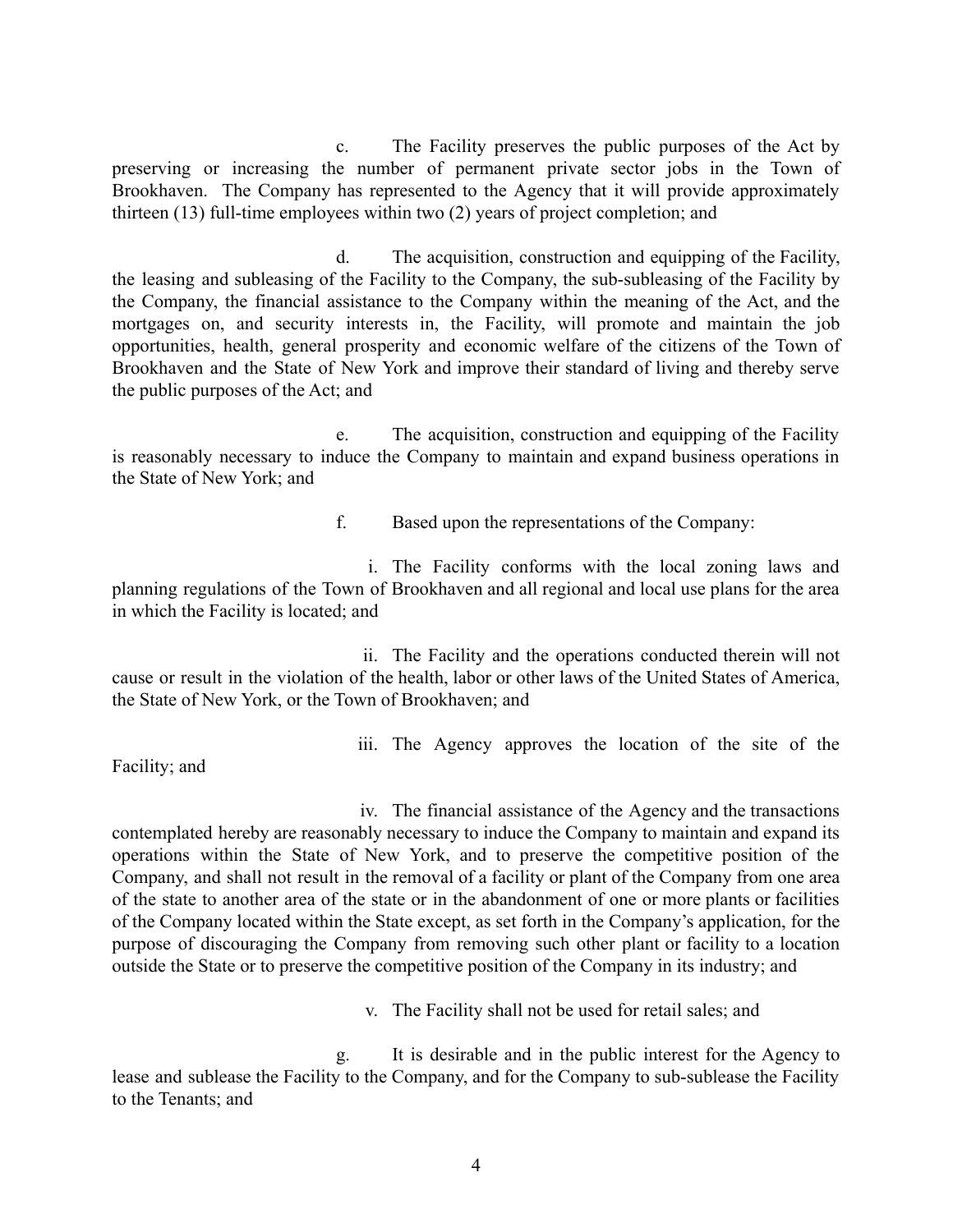c. The Facility preserves the public purposes of the Act by preserving or increasing the number of permanent private sector jobs in the Town of Brookhaven. The Company has represented to the Agency that it will provide approximately thirteen (13) full-time employees within two (2) years of project completion; and

d. The acquisition, construction and equipping of the Facility, the leasing and subleasing of the Facility to the Company, the sub-subleasing of the Facility by the Company, the financial assistance to the Company within the meaning of the Act, and the mortgages on, and security interests in, the Facility, will promote and maintain the job opportunities, health, general prosperity and economic welfare of the citizens of the Town of Brookhaven and the State of New York and improve their standard of living and thereby serve the public purposes of the Act; and

e. The acquisition, construction and equipping of the Facility is reasonably necessary to induce the Company to maintain and expand business operations in the State of New York; and

f. Based upon the representations of the Company:

i. The Facility conforms with the local zoning laws and planning regulations of the Town of Brookhaven and all regional and local use plans for the area in which the Facility is located; and

ii. The Facility and the operations conducted therein will not cause or result in the violation of the health, labor or other laws of the United States of America, the State of New York, or the Town of Brookhaven; and

iii. The Agency approves the location of the site of the Facility; and

iv. The financial assistance of the Agency and the transactions contemplated hereby are reasonably necessary to induce the Company to maintain and expand its operations within the State of New York, and to preserve the competitive position of the Company, and shall not result in the removal of a facility or plant of the Company from one area of the state to another area of the state or in the abandonment of one or more plants or facilities of the Company located within the State except, as set forth in the Company's application, for the purpose of discouraging the Company from removing such other plant or facility to a location outside the State or to preserve the competitive position of the Company in its industry; and

v. The Facility shall not be used for retail sales; and

g. It is desirable and in the public interest for the Agency to lease and sublease the Facility to the Company, and for the Company to sub-sublease the Facility to the Tenants; and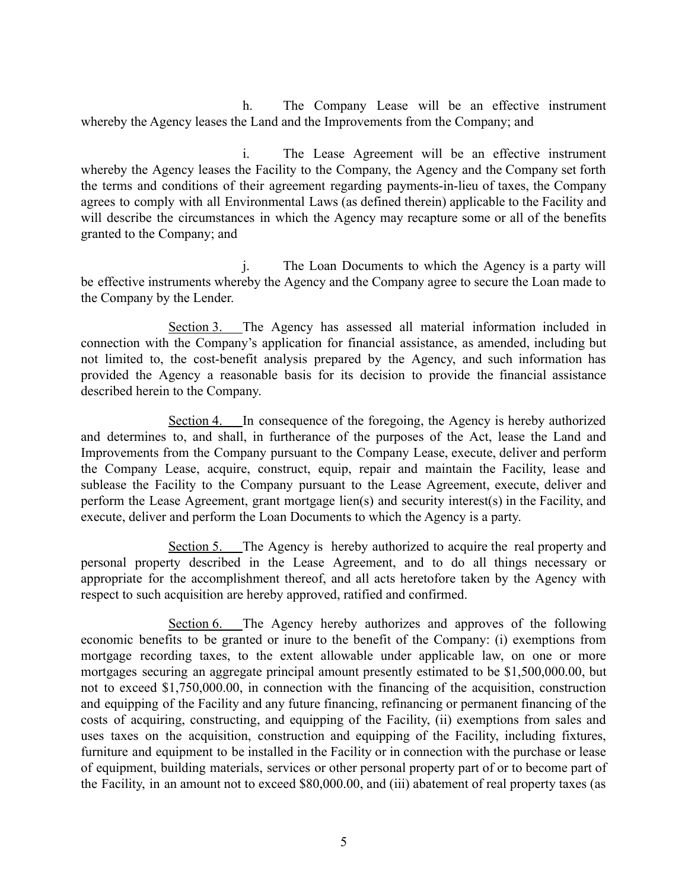h. The Company Lease will be an effective instrument whereby the Agency leases the Land and the Improvements from the Company; and

i. The Lease Agreement will be an effective instrument whereby the Agency leases the Facility to the Company, the Agency and the Company set forth the terms and conditions of their agreement regarding payments-in-lieu of taxes, the Company agrees to comply with all Environmental Laws (as defined therein) applicable to the Facility and will describe the circumstances in which the Agency may recapture some or all of the benefits granted to the Company; and

j. The Loan Documents to which the Agency is a party will be effective instruments whereby the Agency and the Company agree to secure the Loan made to the Company by the Lender.

Section 3. The Agency has assessed all material information included in connection with the Company's application for financial assistance, as amended, including but not limited to, the cost-benefit analysis prepared by the Agency, and such information has provided the Agency a reasonable basis for its decision to provide the financial assistance described herein to the Company.

Section 4. In consequence of the foregoing, the Agency is hereby authorized and determines to, and shall, in furtherance of the purposes of the Act, lease the Land and Improvements from the Company pursuant to the Company Lease, execute, deliver and perform the Company Lease, acquire, construct, equip, repair and maintain the Facility, lease and sublease the Facility to the Company pursuant to the Lease Agreement, execute, deliver and perform the Lease Agreement, grant mortgage lien(s) and security interest(s) in the Facility, and execute, deliver and perform the Loan Documents to which the Agency is a party.

Section 5. The Agency is hereby authorized to acquire the real property and personal property described in the Lease Agreement, and to do all things necessary or appropriate for the accomplishment thereof, and all acts heretofore taken by the Agency with respect to such acquisition are hereby approved, ratified and confirmed.

Section 6. The Agency hereby authorizes and approves of the following economic benefits to be granted or inure to the benefit of the Company: (i) exemptions from mortgage recording taxes, to the extent allowable under applicable law, on one or more mortgages securing an aggregate principal amount presently estimated to be $1,500,000.00, but not to exceed $1,750,000.00, in connection with the financing of the acquisition, construction and equipping of the Facility and any future financing, refinancing or permanent financing of the costs of acquiring, constructing, and equipping of the Facility, (ii) exemptions from sales and uses taxes on the acquisition, construction and equipping of the Facility, including fixtures, furniture and equipment to be installed in the Facility or in connection with the purchase or lease of equipment, building materials, services or other personal property part of or to become part of the Facility, in an amount not to exceed $80,000.00, and (iii) abatement of real property taxes (as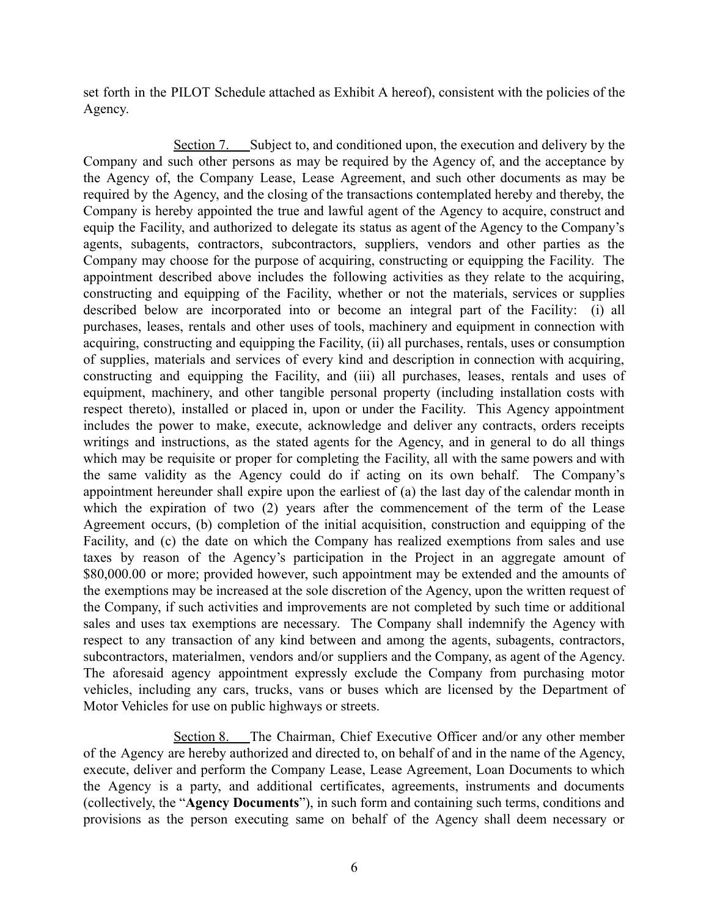set forth in the PILOT Schedule attached as Exhibit A hereof), consistent with the policies of the Agency.

Section 7. Subject to, and conditioned upon, the execution and delivery by the Company and such other persons as may be required by the Agency of, and the acceptance by the Agency of, the Company Lease, Lease Agreement, and such other documents as may be required by the Agency, and the closing of the transactions contemplated hereby and thereby, the Company is hereby appointed the true and lawful agent of the Agency to acquire, construct and equip the Facility, and authorized to delegate its status as agent of the Agency to the Company's agents, subagents, contractors, subcontractors, suppliers, vendors and other parties as the Company may choose for the purpose of acquiring, constructing or equipping the Facility. The appointment described above includes the following activities as they relate to the acquiring, constructing and equipping of the Facility, whether or not the materials, services or supplies described below are incorporated into or become an integral part of the Facility: (i) all purchases, leases, rentals and other uses of tools, machinery and equipment in connection with acquiring, constructing and equipping the Facility, (ii) all purchases, rentals, uses or consumption of supplies, materials and services of every kind and description in connection with acquiring, constructing and equipping the Facility, and (iii) all purchases, leases, rentals and uses of equipment, machinery, and other tangible personal property (including installation costs with respect thereto), installed or placed in, upon or under the Facility. This Agency appointment includes the power to make, execute, acknowledge and deliver any contracts, orders receipts writings and instructions, as the stated agents for the Agency, and in general to do all things which may be requisite or proper for completing the Facility, all with the same powers and with the same validity as the Agency could do if acting on its own behalf. The Company's appointment hereunder shall expire upon the earliest of (a) the last day of the calendar month in which the expiration of two (2) years after the commencement of the term of the Lease Agreement occurs, (b) completion of the initial acquisition, construction and equipping of the Facility, and (c) the date on which the Company has realized exemptions from sales and use taxes by reason of the Agency's participation in the Project in an aggregate amount of $80,000.00 or more; provided however, such appointment may be extended and the amounts of the exemptions may be increased at the sole discretion of the Agency, upon the written request of the Company, if such activities and improvements are not completed by such time or additional sales and uses tax exemptions are necessary. The Company shall indemnify the Agency with respect to any transaction of any kind between and among the agents, subagents, contractors, subcontractors, materialmen, vendors and/or suppliers and the Company, as agent of the Agency. The aforesaid agency appointment expressly exclude the Company from purchasing motor vehicles, including any cars, trucks, vans or buses which are licensed by the Department of Motor Vehicles for use on public highways or streets.

Section 8. The Chairman, Chief Executive Officer and/or any other member of the Agency are hereby authorized and directed to, on behalf of and in the name of the Agency, execute, deliver and perform the Company Lease, Lease Agreement, Loan Documents to which the Agency is a party, and additional certificates, agreements, instruments and documents (collectively, the "**Agency Documents**"), in such form and containing such terms, conditions and provisions as the person executing same on behalf of the Agency shall deem necessary or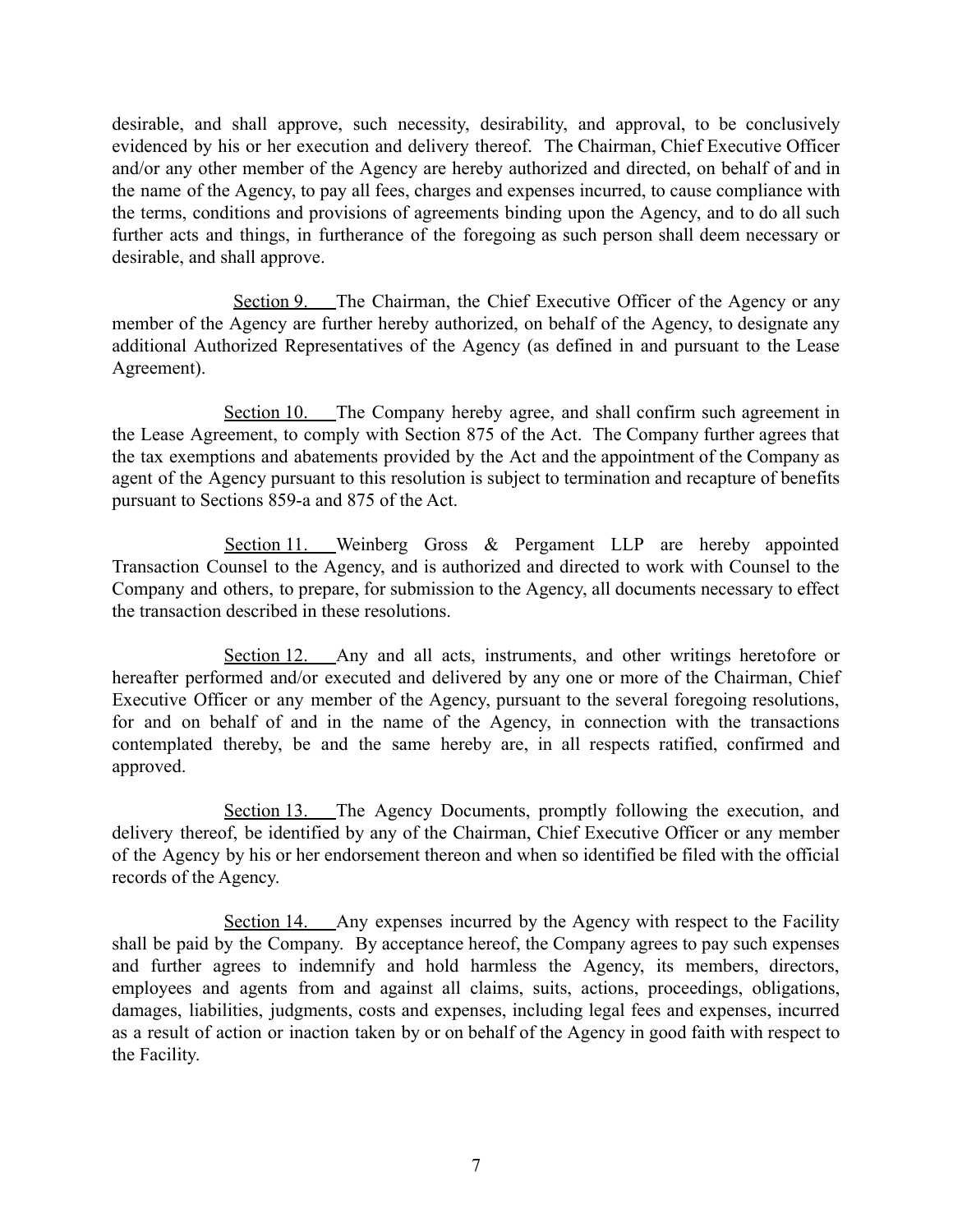desirable, and shall approve, such necessity, desirability, and approval, to be conclusively evidenced by his or her execution and delivery thereof. The Chairman, Chief Executive Officer and/or any other member of the Agency are hereby authorized and directed, on behalf of and in the name of the Agency, to pay all fees, charges and expenses incurred, to cause compliance with the terms, conditions and provisions of agreements binding upon the Agency, and to do all such further acts and things, in furtherance of the foregoing as such person shall deem necessary or desirable, and shall approve.

Section 9. The Chairman, the Chief Executive Officer of the Agency or any member of the Agency are further hereby authorized, on behalf of the Agency, to designate any additional Authorized Representatives of the Agency (as defined in and pursuant to the Lease Agreement).

Section 10. The Company hereby agree, and shall confirm such agreement in the Lease Agreement, to comply with Section 875 of the Act. The Company further agrees that the tax exemptions and abatements provided by the Act and the appointment of the Company as agent of the Agency pursuant to this resolution is subject to termination and recapture of benefits pursuant to Sections 859-a and 875 of the Act.

Section 11. Weinberg Gross & Pergament LLP are hereby appointed Transaction Counsel to the Agency, and is authorized and directed to work with Counsel to the Company and others, to prepare, for submission to the Agency, all documents necessary to effect the transaction described in these resolutions.

Section 12. Any and all acts, instruments, and other writings heretofore or hereafter performed and/or executed and delivered by any one or more of the Chairman, Chief Executive Officer or any member of the Agency, pursuant to the several foregoing resolutions, for and on behalf of and in the name of the Agency, in connection with the transactions contemplated thereby, be and the same hereby are, in all respects ratified, confirmed and approved.

Section 13. The Agency Documents, promptly following the execution, and delivery thereof, be identified by any of the Chairman, Chief Executive Officer or any member of the Agency by his or her endorsement thereon and when so identified be filed with the official records of the Agency.

Section 14. Any expenses incurred by the Agency with respect to the Facility shall be paid by the Company. By acceptance hereof, the Company agrees to pay such expenses and further agrees to indemnify and hold harmless the Agency, its members, directors, employees and agents from and against all claims, suits, actions, proceedings, obligations, damages, liabilities, judgments, costs and expenses, including legal fees and expenses, incurred as a result of action or inaction taken by or on behalf of the Agency in good faith with respect to the Facility.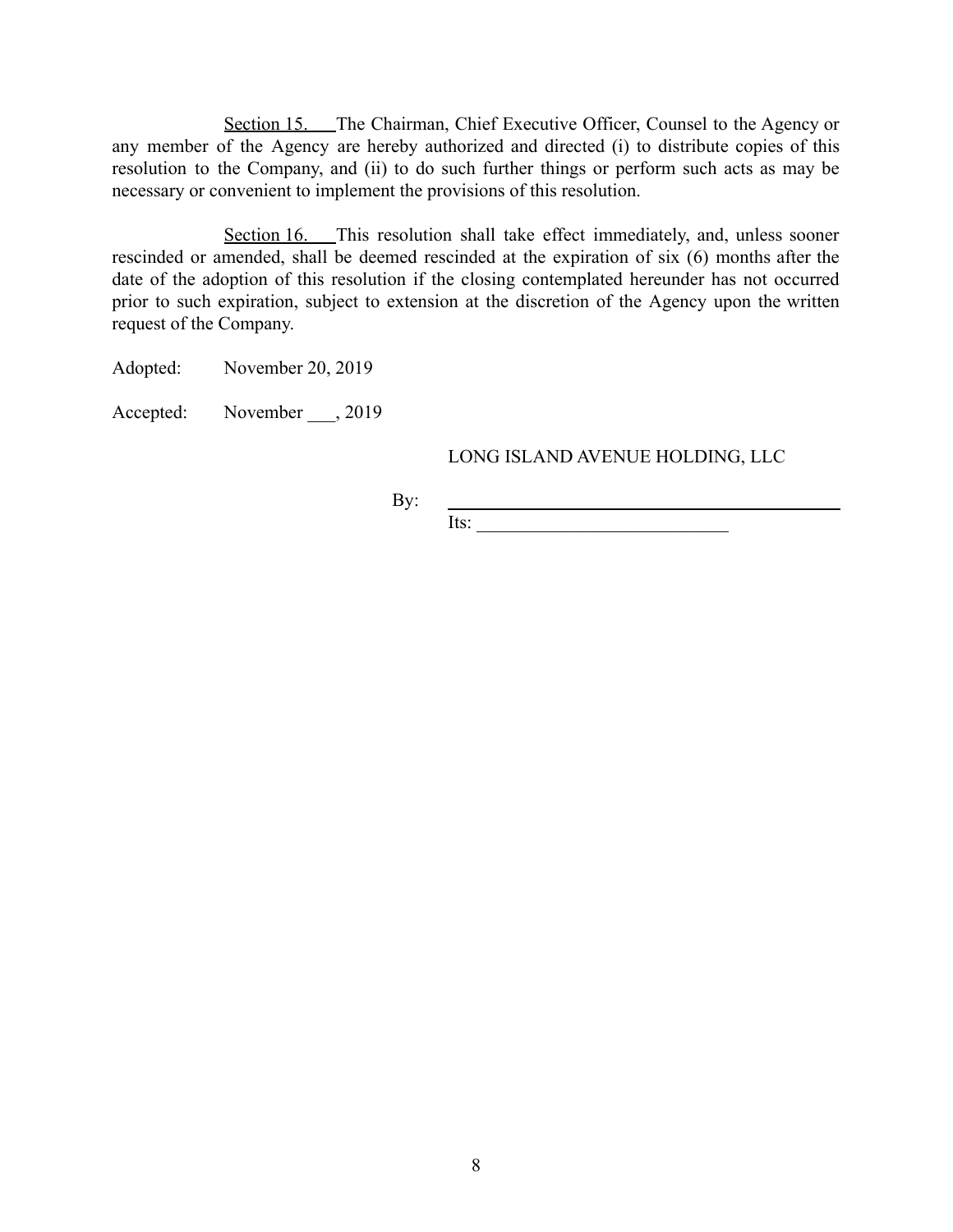Section 15. The Chairman, Chief Executive Officer, Counsel to the Agency or any member of the Agency are hereby authorized and directed (i) to distribute copies of this resolution to the Company, and (ii) to do such further things or perform such acts as may be necessary or convenient to implement the provisions of this resolution.

Section 16. This resolution shall take effect immediately, and, unless sooner rescinded or amended, shall be deemed rescinded at the expiration of six (6) months after the date of the adoption of this resolution if the closing contemplated hereunder has not occurred prior to such expiration, subject to extension at the discretion of the Agency upon the written request of the Company.

Adopted: November 20, 2019

Accepted: November ___, 2019

LONG ISLAND AVENUE HOLDING, LLC

By: ____________________________________

Its: ___________________________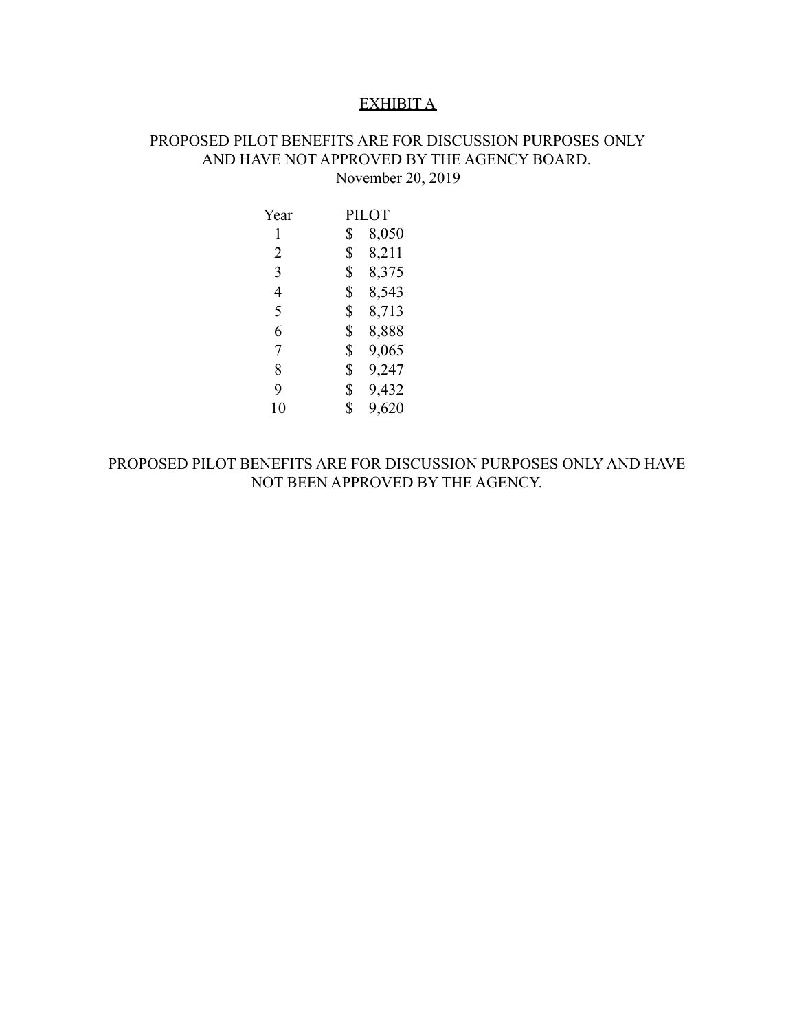# EXHIBIT A

PROPOSED PILOT BENEFITS ARE FOR DISCUSSION PURPOSES ONLY AND HAVE NOT APPROVED BY THE AGENCY BOARD.
November 20, 2019

| Year | PILOT |
|---|---|
| 1 | $ 8,050 |
| 2 | $ 8,211 |
| 3 | $ 8,375 |
| 4 | $ 8,543 |
| 5 | $ 8,713 |
| 6 | $ 8,888 |
| 7 | $ 9,065 |
| 8 | $ 9,247 |
| 9 | $ 9,432 |
| 10 | $ 9,620 |

PROPOSED PILOT BENEFITS ARE FOR DISCUSSION PURPOSES ONLY AND HAVE NOT BEEN APPROVED BY THE AGENCY.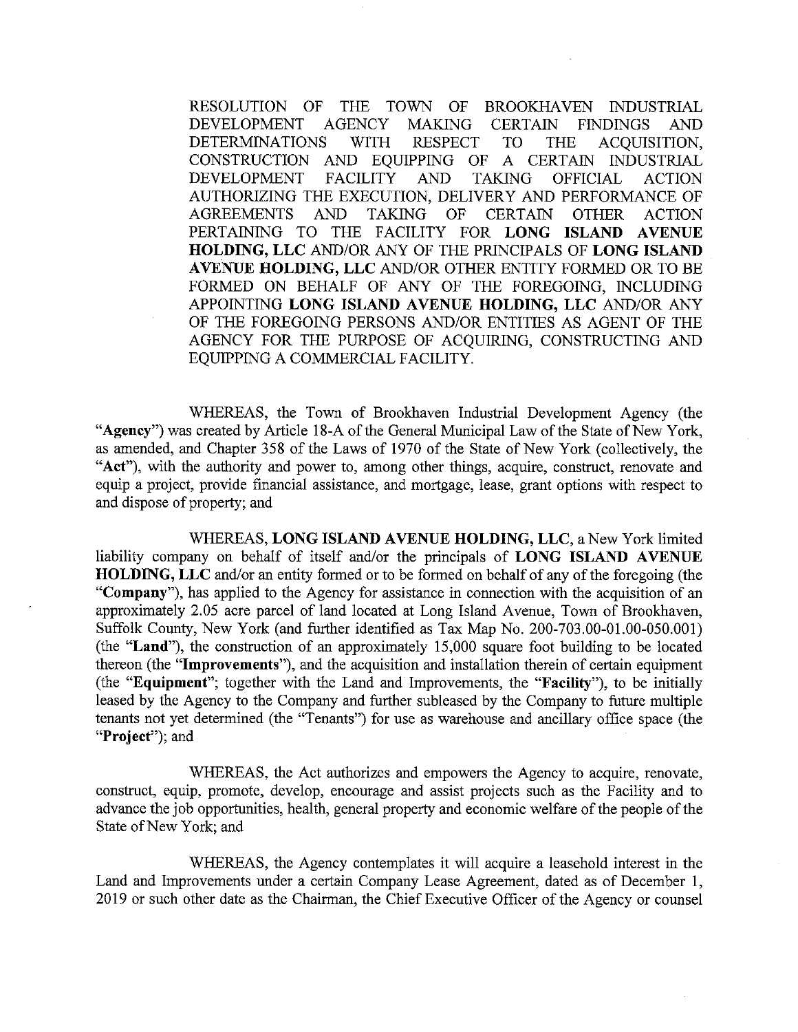RESOLUTION OF THE TOWN OF BROOKHAVEN INDUSTRIAL DEVELOPMENT AGENCY MAKING CERTAIN FINDINGS AND DETERMINATIONS WITH RESPECT TO THE ACQUISITION, CONSTRUCTION AND EQUIPPING OF A CERTAIN INDUSTRIAL DEVELOPMENT FACILITY AND TAKING OFFICIAL ACTION AUTHORIZING THE EXECUTION, DELIVERY AND PERFORMANCE OF AGREEMENTS AND TAKING OF CERTAIN OTHER ACTION PERTAINING TO THE FACILITY FOR **LONG ISLAND AVENUE HOLDING, LLC** AND/OR ANY OF THE PRINCIPALS OF **LONG ISLAND AVENUE HOLDING, LLC** AND/OR OTHER ENTITY FORMED OR TO BE FORMED ON BEHALF OF ANY OF THE FOREGOING, INCLUDING APPOINTING **LONG ISLAND AVENUE HOLDING, LLC** AND/OR ANY OF THE FOREGOING PERSONS AND/OR ENTITIES AS AGENT OF THE AGENCY FOR THE PURPOSE OF ACQUIRING, CONSTRUCTING AND EQUIPPING A COMMERCIAL FACILITY.

WHEREAS, the Town of Brookhaven Industrial Development Agency (the "**Agency**") was created by Article 18-A of the General Municipal Law of the State of New York, as amended, and Chapter 358 of the Laws of 1970 of the State of New York (collectively, the "**Act**"), with the authority and power to, among other things, acquire, construct, renovate and equip a project, provide financial assistance, and mortgage, lease, grant options with respect to and dispose of property; and

WHEREAS, **LONG ISLAND AVENUE HOLDING, LLC**, a New York limited liability company on behalf of itself and/or the principals of **LONG ISLAND AVENUE HOLDING, LLC** and/or an entity formed or to be formed on behalf of any of the foregoing (the "**Company**"), has applied to the Agency for assistance in connection with the acquisition of an approximately 2.05 acre parcel of land located at Long Island Avenue, Town of Brookhaven, Suffolk County, New York (and further identified as Tax Map No. 200-703.00-01.00-050.001) (the "**Land**"), the construction of an approximately 15,000 square foot building to be located thereon (the "**Improvements**"), and the acquisition and installation therein of certain equipment (the "**Equipment**"; together with the Land and Improvements, the "**Facility**"), to be initially leased by the Agency to the Company and further subleased by the Company to future multiple tenants not yet determined (the "Tenants") for use as warehouse and ancillary office space (the "**Project**"); and

WHEREAS, the Act authorizes and empowers the Agency to acquire, renovate, construct, equip, promote, develop, encourage and assist projects such as the Facility and to advance the job opportunities, health, general property and economic welfare of the people of the State of New York; and

WHEREAS, the Agency contemplates it will acquire a leasehold interest in the Land and Improvements under a certain Company Lease Agreement, dated as of December 1, 2019 or such other date as the Chairman, the Chief Executive Officer of the Agency or counsel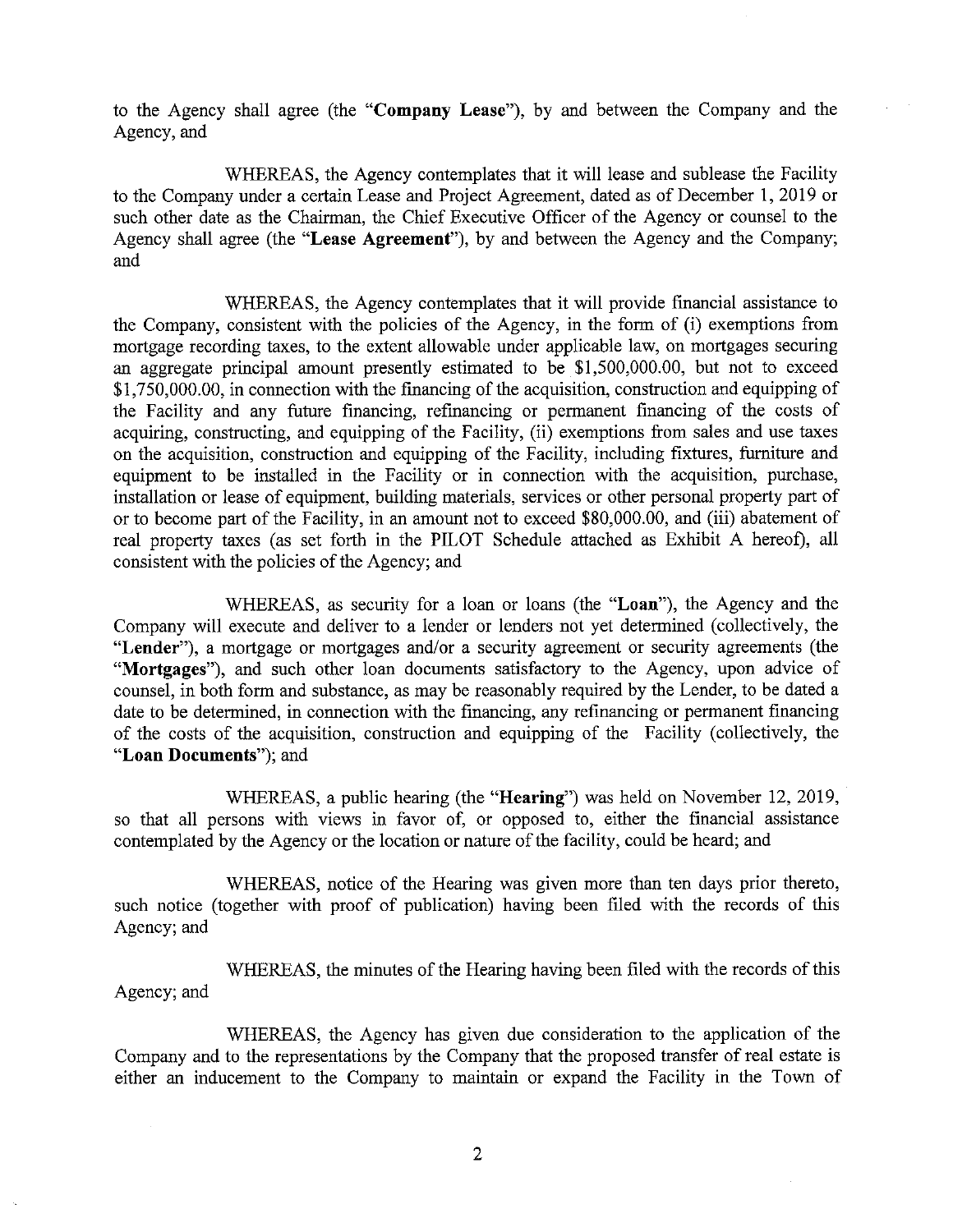to the Agency shall agree (the "**Company Lease**"), by and between the Company and the Agency, and

WHEREAS, the Agency contemplates that it will lease and sublease the Facility to the Company under a certain Lease and Project Agreement, dated as of December 1, 2019 or such other date as the Chairman, the Chief Executive Officer of the Agency or counsel to the Agency shall agree (the "**Lease Agreement**"), by and between the Agency and the Company; and

WHEREAS, the Agency contemplates that it will provide financial assistance to the Company, consistent with the policies of the Agency, in the form of (i) exemptions from mortgage recording taxes, to the extent allowable under applicable law, on mortgages securing an aggregate principal amount presently estimated to be $1,500,000.00, but not to exceed $1,750,000.00, in connection with the financing of the acquisition, construction and equipping of the Facility and any future financing, refinancing or permanent financing of the costs of acquiring, constructing, and equipping of the Facility, (ii) exemptions from sales and use taxes on the acquisition, construction and equipping of the Facility, including fixtures, furniture and equipment to be installed in the Facility or in connection with the acquisition, purchase, installation or lease of equipment, building materials, services or other personal property part of or to become part of the Facility, in an amount not to exceed $80,000.00, and (iii) abatement of real property taxes (as set forth in the PILOT Schedule attached as Exhibit A hereof), all consistent with the policies of the Agency; and

WHEREAS, as security for a loan or loans (the "**Loan**"), the Agency and the Company will execute and deliver to a lender or lenders not yet determined (collectively, the "**Lender**"), a mortgage or mortgages and/or a security agreement or security agreements (the "**Mortgages**"), and such other loan documents satisfactory to the Agency, upon advice of counsel, in both form and substance, as may be reasonably required by the Lender, to be dated a date to be determined, in connection with the financing, any refinancing or permanent financing of the costs of the acquisition, construction and equipping of the Facility (collectively, the "**Loan Documents**"); and

WHEREAS, a public hearing (the "**Hearing**") was held on November 12, 2019, so that all persons with views in favor of, or opposed to, either the financial assistance contemplated by the Agency or the location or nature of the facility, could be heard; and

WHEREAS, notice of the Hearing was given more than ten days prior thereto, such notice (together with proof of publication) having been filed with the records of this Agency; and

WHEREAS, the minutes of the Hearing having been filed with the records of this Agency; and

WHEREAS, the Agency has given due consideration to the application of the Company and to the representations by the Company that the proposed transfer of real estate is either an inducement to the Company to maintain or expand the Facility in the Town of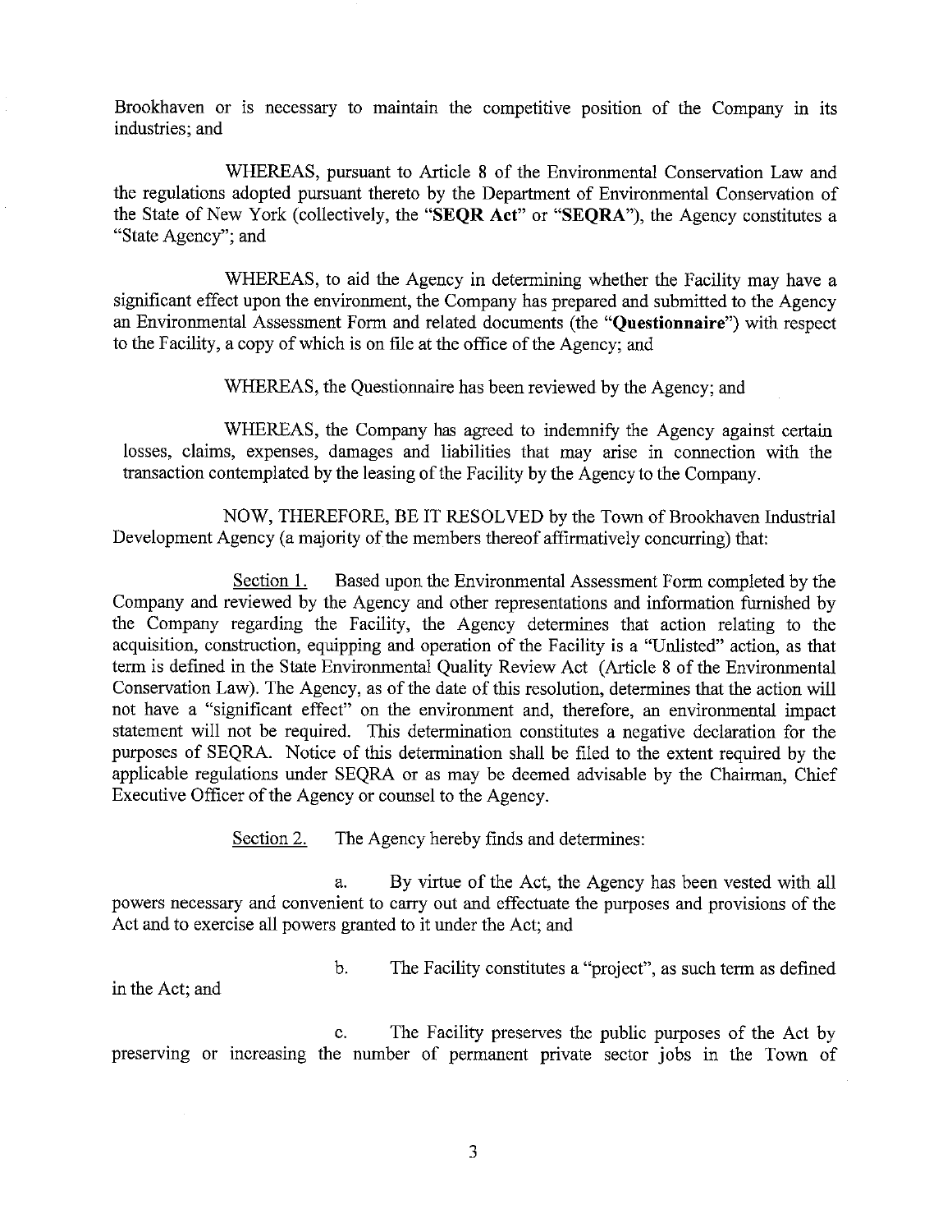Brookhaven or is necessary to maintain the competitive position of the Company in its industries; and

WHEREAS, pursuant to Article 8 of the Environmental Conservation Law and the regulations adopted pursuant thereto by the Department of Environmental Conservation of the State of New York (collectively, the "**SEQR Act**" or "**SEQRA**"), the Agency constitutes a "State Agency"; and

WHEREAS, to aid the Agency in determining whether the Facility may have a significant effect upon the environment, the Company has prepared and submitted to the Agency an Environmental Assessment Form and related documents (the "**Questionnaire**") with respect to the Facility, a copy of which is on file at the office of the Agency; and

WHEREAS, the Questionnaire has been reviewed by the Agency; and

WHEREAS, the Company has agreed to indemnify the Agency against certain losses, claims, expenses, damages and liabilities that may arise in connection with the transaction contemplated by the leasing of the Facility by the Agency to the Company.

NOW, THEREFORE, BE IT RESOLVED by the Town of Brookhaven Industrial Development Agency (a majority of the members thereof affirmatively concurring) that:

Section 1. Based upon the Environmental Assessment Form completed by the Company and reviewed by the Agency and other representations and information furnished by the Company regarding the Facility, the Agency determines that action relating to the acquisition, construction, equipping and operation of the Facility is a "Unlisted" action, as that term is defined in the State Environmental Quality Review Act (Article 8 of the Environmental Conservation Law). The Agency, as of the date of this resolution, determines that the action will not have a "significant effect" on the environment and, therefore, an environmental impact statement will not be required. This determination constitutes a negative declaration for the purposes of SEQRA. Notice of this determination shall be filed to the extent required by the applicable regulations under SEQRA or as may be deemed advisable by the Chairman, Chief Executive Officer of the Agency or counsel to the Agency.

Section 2. The Agency hereby finds and determines:

a. By virtue of the Act, the Agency has been vested with all powers necessary and convenient to carry out and effectuate the purposes and provisions of the Act and to exercise all powers granted to it under the Act; and

b. The Facility constitutes a "project", as such term as defined in the Act; and

c. The Facility preserves the public purposes of the Act by preserving or increasing the number of permanent private sector jobs in the Town of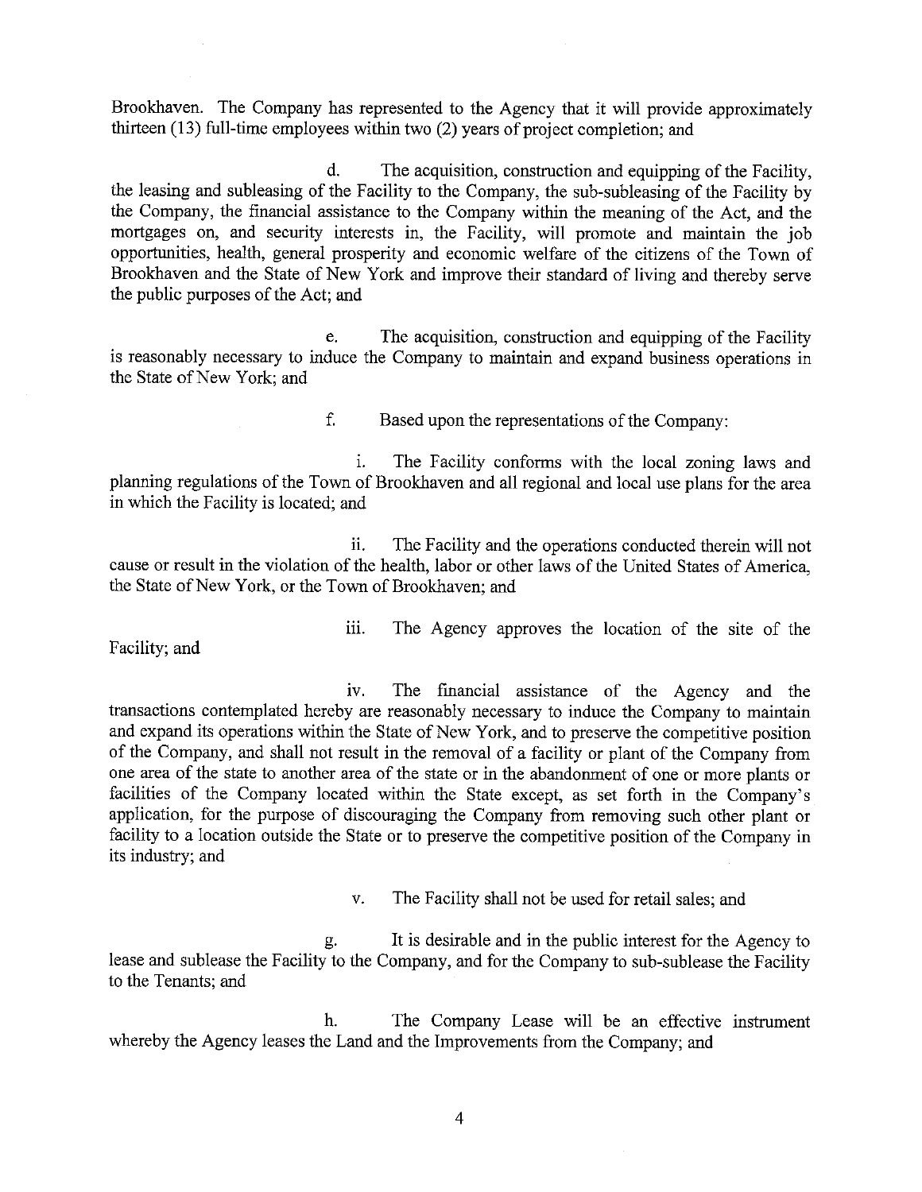Brookhaven. The Company has represented to the Agency that it will provide approximately thirteen (13) full-time employees within two (2) years of project completion; and

d. The acquisition, construction and equipping of the Facility, the leasing and subleasing of the Facility to the Company, the sub-subleasing of the Facility by the Company, the financial assistance to the Company within the meaning of the Act, and the mortgages on, and security interests in, the Facility, will promote and maintain the job opportunities, health, general prosperity and economic welfare of the citizens of the Town of Brookhaven and the State of New York and improve their standard of living and thereby serve the public purposes of the Act; and

e. The acquisition, construction and equipping of the Facility is reasonably necessary to induce the Company to maintain and expand business operations in the State of New York; and

f. Based upon the representations of the Company:

i. The Facility conforms with the local zoning laws and planning regulations of the Town of Brookhaven and all regional and local use plans for the area in which the Facility is located; and

ii. The Facility and the operations conducted therein will not cause or result in the violation of the health, labor or other laws of the United States of America, the State of New York, or the Town of Brookhaven; and

iii. The Agency approves the location of the site of the Facility; and

iv. The financial assistance of the Agency and the transactions contemplated hereby are reasonably necessary to induce the Company to maintain and expand its operations within the State of New York, and to preserve the competitive position of the Company, and shall not result in the removal of a facility or plant of the Company from one area of the state to another area of the state or in the abandonment of one or more plants or facilities of the Company located within the State except, as set forth in the Company's application, for the purpose of discouraging the Company from removing such other plant or facility to a location outside the State or to preserve the competitive position of the Company in its industry; and

v. The Facility shall not be used for retail sales; and

g. It is desirable and in the public interest for the Agency to lease and sublease the Facility to the Company, and for the Company to sub-sublease the Facility to the Tenants; and

h. The Company Lease will be an effective instrument whereby the Agency leases the Land and the Improvements from the Company; and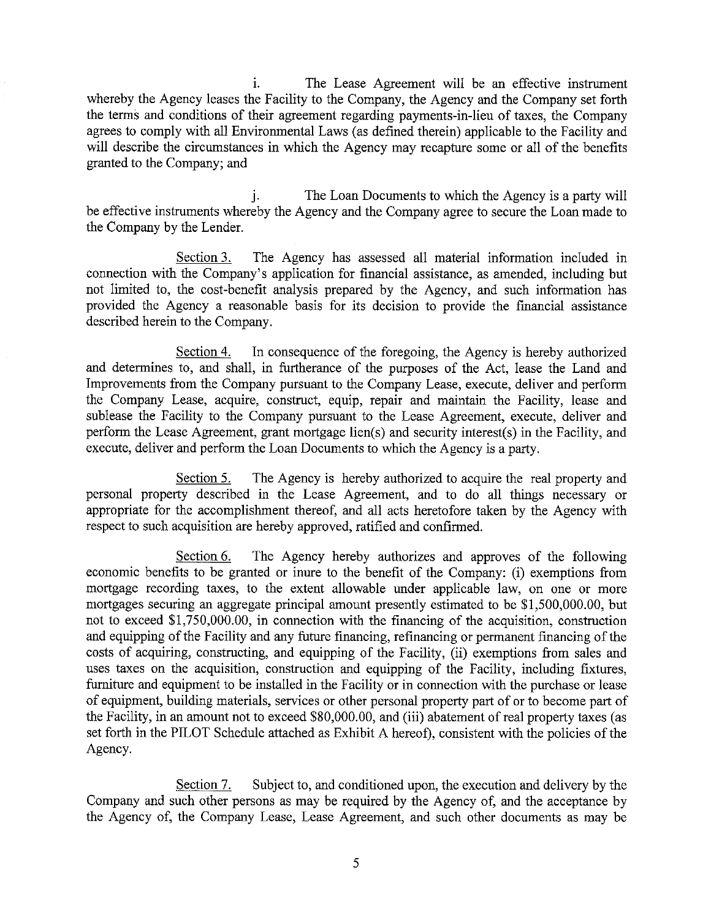i. The Lease Agreement will be an effective instrument whereby the Agency leases the Facility to the Company, the Agency and the Company set forth the terms and conditions of their agreement regarding payments-in-lieu of taxes, the Company agrees to comply with all Environmental Laws (as defined therein) applicable to the Facility and will describe the circumstances in which the Agency may recapture some or all of the benefits granted to the Company; and

j. The Loan Documents to which the Agency is a party will be effective instruments whereby the Agency and the Company agree to secure the Loan made to the Company by the Lender.

Section 3. The Agency has assessed all material information included in connection with the Company's application for financial assistance, as amended, including but not limited to, the cost-benefit analysis prepared by the Agency, and such information has provided the Agency a reasonable basis for its decision to provide the financial assistance described herein to the Company.

Section 4. In consequence of the foregoing, the Agency is hereby authorized and determines to, and shall, in furtherance of the purposes of the Act, lease the Land and Improvements from the Company pursuant to the Company Lease, execute, deliver and perform the Company Lease, acquire, construct, equip, repair and maintain the Facility, lease and sublease the Facility to the Company pursuant to the Lease Agreement, execute, deliver and perform the Lease Agreement, grant mortgage lien(s) and security interest(s) in the Facility, and execute, deliver and perform the Loan Documents to which the Agency is a party.

Section 5. The Agency is hereby authorized to acquire the real property and personal property described in the Lease Agreement, and to do all things necessary or appropriate for the accomplishment thereof, and all acts heretofore taken by the Agency with respect to such acquisition are hereby approved, ratified and confirmed.

Section 6. The Agency hereby authorizes and approves of the following economic benefits to be granted or inure to the benefit of the Company: (i) exemptions from mortgage recording taxes, to the extent allowable under applicable law, on one or more mortgages securing an aggregate principal amount presently estimated to be $1,500,000.00, but not to exceed $1,750,000.00, in connection with the financing of the acquisition, construction and equipping of the Facility and any future financing, refinancing or permanent financing of the costs of acquiring, constructing, and equipping of the Facility, (ii) exemptions from sales and uses taxes on the acquisition, construction and equipping of the Facility, including fixtures, furniture and equipment to be installed in the Facility or in connection with the purchase or lease of equipment, building materials, services or other personal property part of or to become part of the Facility, in an amount not to exceed $80,000.00, and (iii) abatement of real property taxes (as set forth in the PILOT Schedule attached as Exhibit A hereof), consistent with the policies of the Agency.

Section 7. Subject to, and conditioned upon, the execution and delivery by the Company and such other persons as may be required by the Agency of, and the acceptance by the Agency of, the Company Lease, Lease Agreement, and such other documents as may be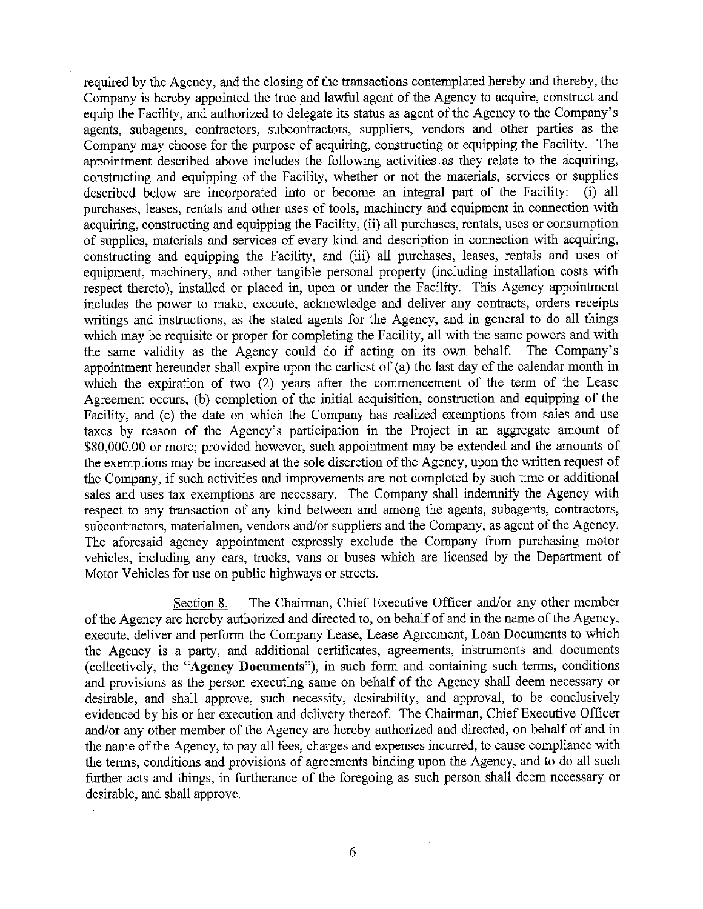required by the Agency, and the closing of the transactions contemplated hereby and thereby, the Company is hereby appointed the true and lawful agent of the Agency to acquire, construct and equip the Facility, and authorized to delegate its status as agent of the Agency to the Company's agents, subagents, contractors, subcontractors, suppliers, vendors and other parties as the Company may choose for the purpose of acquiring, constructing or equipping the Facility. The appointment described above includes the following activities as they relate to the acquiring, constructing and equipping of the Facility, whether or not the materials, services or supplies described below are incorporated into or become an integral part of the Facility: (i) all purchases, leases, rentals and other uses of tools, machinery and equipment in connection with acquiring, constructing and equipping the Facility, (ii) all purchases, rentals, uses or consumption of supplies, materials and services of every kind and description in connection with acquiring, constructing and equipping the Facility, and (iii) all purchases, leases, rentals and uses of equipment, machinery, and other tangible personal property (including installation costs with respect thereto), installed or placed in, upon or under the Facility. This Agency appointment includes the power to make, execute, acknowledge and deliver any contracts, orders receipts writings and instructions, as the stated agents for the Agency, and in general to do all things which may be requisite or proper for completing the Facility, all with the same powers and with the same validity as the Agency could do if acting on its own behalf. The Company's appointment hereunder shall expire upon the earliest of (a) the last day of the calendar month in which the expiration of two (2) years after the commencement of the term of the Lease Agreement occurs, (b) completion of the initial acquisition, construction and equipping of the Facility, and (c) the date on which the Company has realized exemptions from sales and use taxes by reason of the Agency's participation in the Project in an aggregate amount of $80,000.00 or more; provided however, such appointment may be extended and the amounts of the exemptions may be increased at the sole discretion of the Agency, upon the written request of the Company, if such activities and improvements are not completed by such time or additional sales and uses tax exemptions are necessary. The Company shall indemnify the Agency with respect to any transaction of any kind between and among the agents, subagents, contractors, subcontractors, materialmen, vendors and/or suppliers and the Company, as agent of the Agency. The aforesaid agency appointment expressly exclude the Company from purchasing motor vehicles, including any cars, trucks, vans or buses which are licensed by the Department of Motor Vehicles for use on public highways or streets.

Section 8. The Chairman, Chief Executive Officer and/or any other member of the Agency are hereby authorized and directed to, on behalf of and in the name of the Agency, execute, deliver and perform the Company Lease, Lease Agreement, Loan Documents to which the Agency is a party, and additional certificates, agreements, instruments and documents (collectively, the "**Agency Documents**"), in such form and containing such terms, conditions and provisions as the person executing same on behalf of the Agency shall deem necessary or desirable, and shall approve, such necessity, desirability, and approval, to be conclusively evidenced by his or her execution and delivery thereof. The Chairman, Chief Executive Officer and/or any other member of the Agency are hereby authorized and directed, on behalf of and in the name of the Agency, to pay all fees, charges and expenses incurred, to cause compliance with the terms, conditions and provisions of agreements binding upon the Agency, and to do all such further acts and things, in furtherance of the foregoing as such person shall deem necessary or desirable, and shall approve.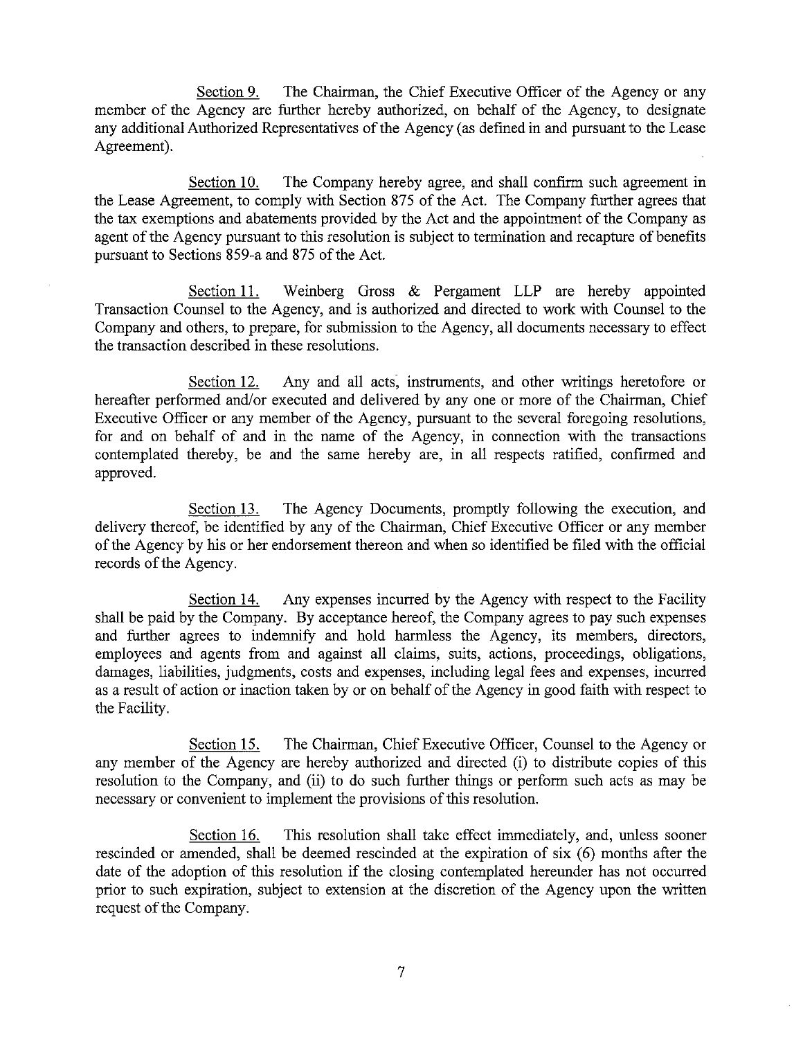Section 9. The Chairman, the Chief Executive Officer of the Agency or any member of the Agency are further hereby authorized, on behalf of the Agency, to designate any additional Authorized Representatives of the Agency (as defined in and pursuant to the Lease Agreement).

Section 10. The Company hereby agree, and shall confirm such agreement in the Lease Agreement, to comply with Section 875 of the Act. The Company further agrees that the tax exemptions and abatements provided by the Act and the appointment of the Company as agent of the Agency pursuant to this resolution is subject to termination and recapture of benefits pursuant to Sections 859-a and 875 of the Act.

Section 11. Weinberg Gross & Pergament LLP are hereby appointed Transaction Counsel to the Agency, and is authorized and directed to work with Counsel to the Company and others, to prepare, for submission to the Agency, all documents necessary to effect the transaction described in these resolutions.

Section 12. Any and all acts, instruments, and other writings heretofore or hereafter performed and/or executed and delivered by any one or more of the Chairman, Chief Executive Officer or any member of the Agency, pursuant to the several foregoing resolutions, for and on behalf of and in the name of the Agency, in connection with the transactions contemplated thereby, be and the same hereby are, in all respects ratified, confirmed and approved.

Section 13. The Agency Documents, promptly following the execution, and delivery thereof, be identified by any of the Chairman, Chief Executive Officer or any member of the Agency by his or her endorsement thereon and when so identified be filed with the official records of the Agency.

Section 14. Any expenses incurred by the Agency with respect to the Facility shall be paid by the Company. By acceptance hereof, the Company agrees to pay such expenses and further agrees to indemnify and hold harmless the Agency, its members, directors, employees and agents from and against all claims, suits, actions, proceedings, obligations, damages, liabilities, judgments, costs and expenses, including legal fees and expenses, incurred as a result of action or inaction taken by or on behalf of the Agency in good faith with respect to the Facility.

Section 15. The Chairman, Chief Executive Officer, Counsel to the Agency or any member of the Agency are hereby authorized and directed (i) to distribute copies of this resolution to the Company, and (ii) to do such further things or perform such acts as may be necessary or convenient to implement the provisions of this resolution.

Section 16. This resolution shall take effect immediately, and, unless sooner rescinded or amended, shall be deemed rescinded at the expiration of six (6) months after the date of the adoption of this resolution if the closing contemplated hereunder has not occurred prior to such expiration, subject to extension at the discretion of the Agency upon the written request of the Company.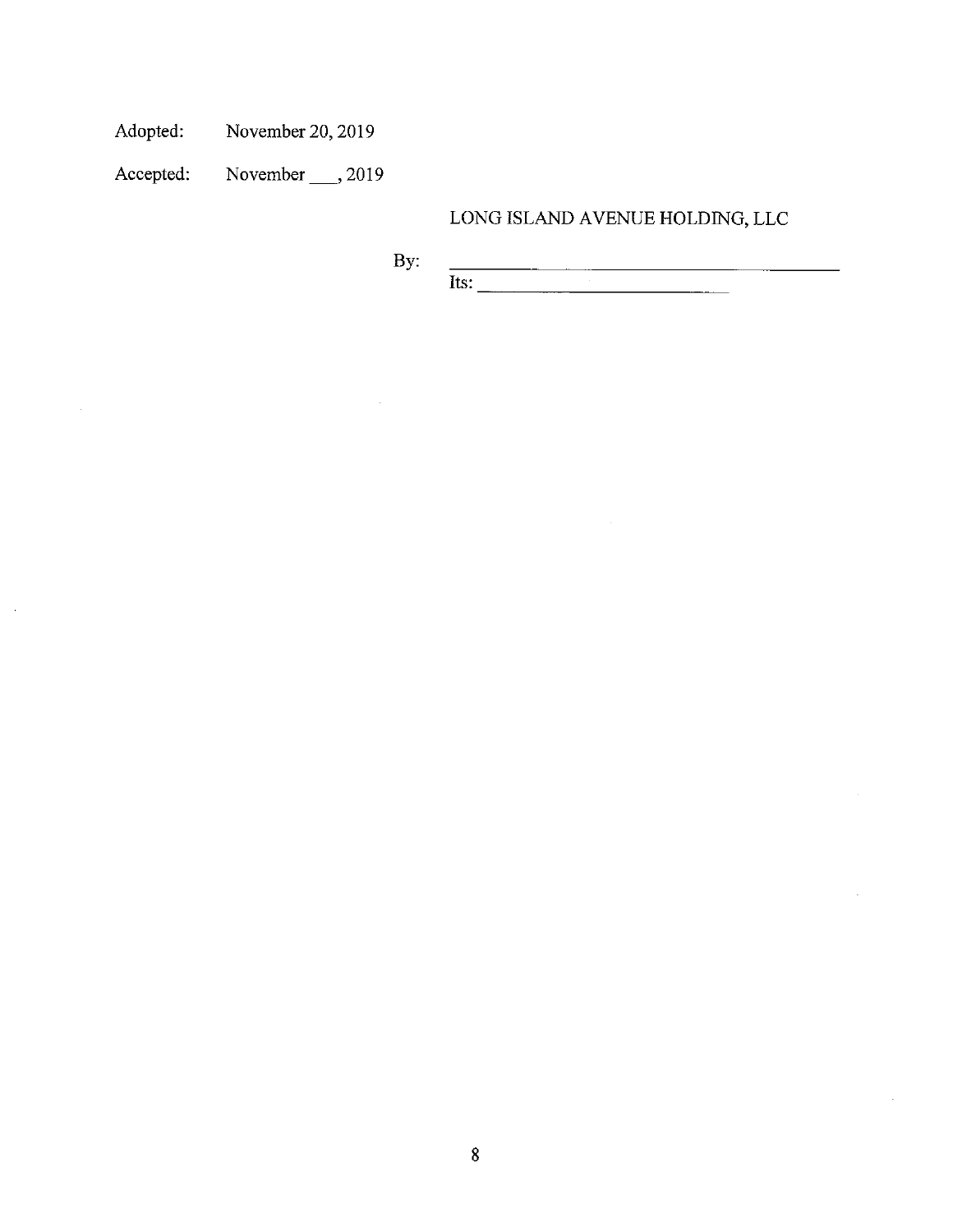Adopted: November 20, 2019

Accepted: November ___, 2019

LONG ISLAND AVENUE HOLDING, LLC

By: ______________________________

Its: ______________________________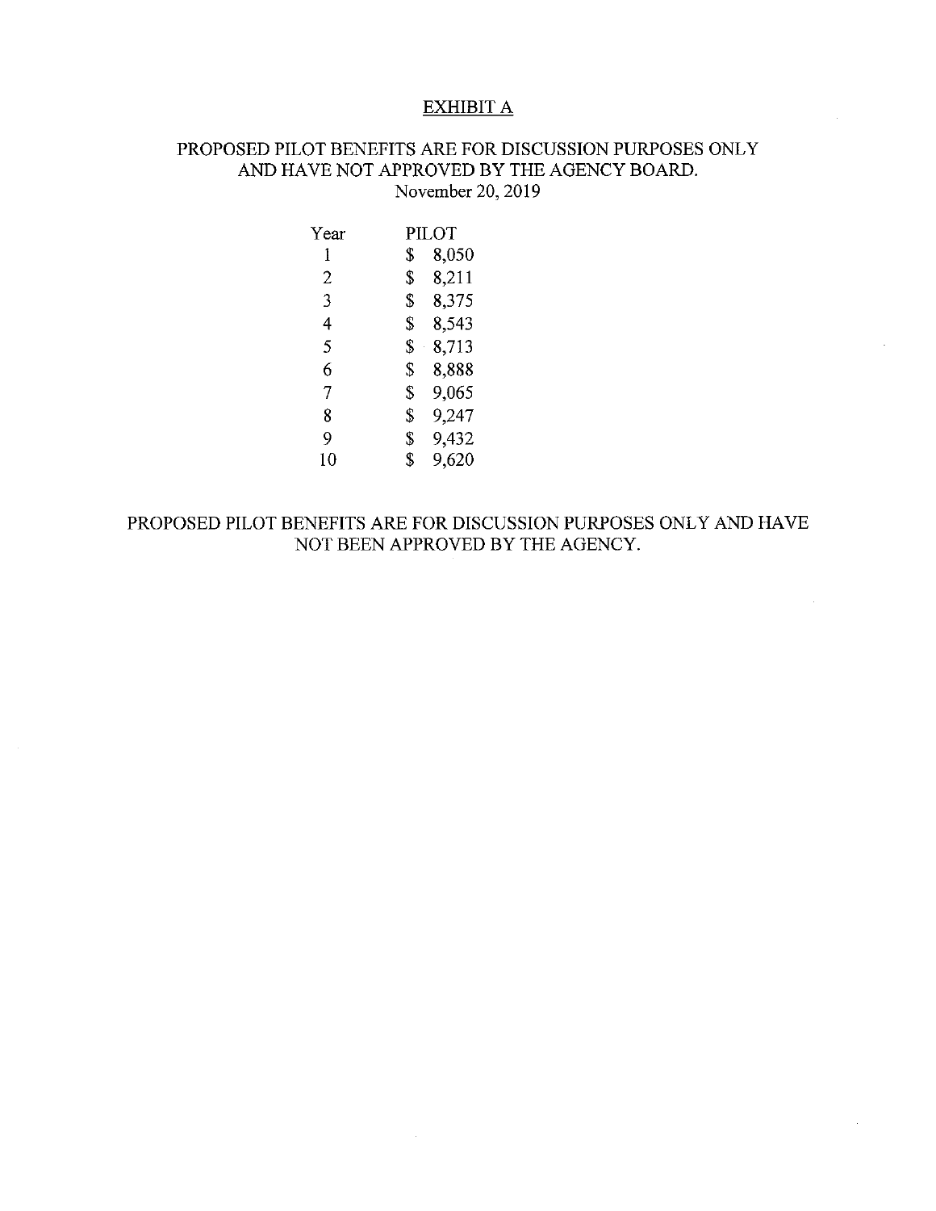EXHIBIT A

PROPOSED PILOT BENEFITS ARE FOR DISCUSSION PURPOSES ONLY AND HAVE NOT APPROVED BY THE AGENCY BOARD.
November 20, 2019

| Year | PILOT |
|---|---|
| 1 | $ 8,050 |
| 2 | $ 8,211 |
| 3 | $ 8,375 |
| 4 | $ 8,543 |
| 5 | $ 8,713 |
| 6 | $ 8,888 |
| 7 | $ 9,065 |
| 8 | $ 9,247 |
| 9 | $ 9,432 |
| 10 | $ 9,620 |

PROPOSED PILOT BENEFITS ARE FOR DISCUSSION PURPOSES ONLY AND HAVE NOT BEEN APPROVED BY THE AGENCY.